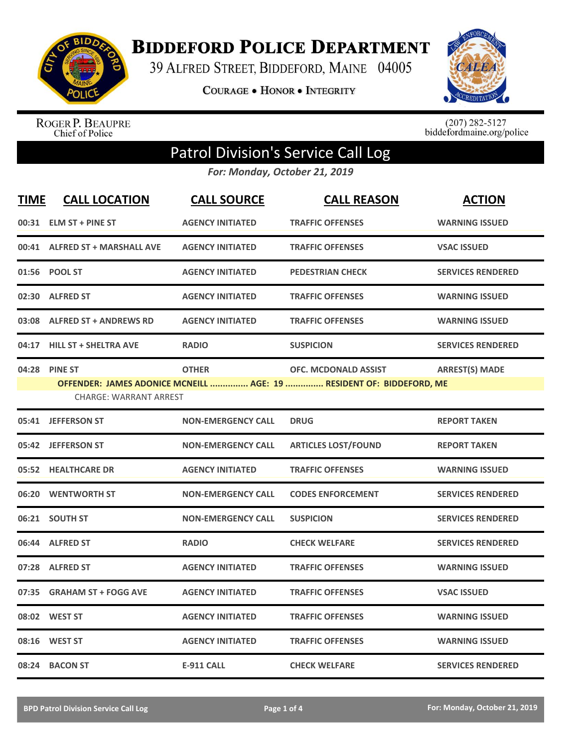# BIDDEFORD POLICE DEPARTMENT

39 ALFRED STREET, BIDDEFORD, MAINE 04005

COURAGE • HONOR • INTEGRITY

ROGER P. BEAUPRE
Chief of Police

(207) 282-5127
biddefordmaine.org/police

## Patrol Division's Service Call Log

*For: Monday, October 21, 2019*

| TIME | CALL LOCATION | CALL SOURCE | CALL REASON | ACTION |
|---|---|---|---|---|
| 00:31 | ELM ST + PINE ST | AGENCY INITIATED | TRAFFIC OFFENSES | WARNING ISSUED |
| 00:41 | ALFRED ST + MARSHALL AVE | AGENCY INITIATED | TRAFFIC OFFENSES | VSAC ISSUED |
| 01:56 | POOL ST | AGENCY INITIATED | PEDESTRIAN CHECK | SERVICES RENDERED |
| 02:30 | ALFRED ST | AGENCY INITIATED | TRAFFIC OFFENSES | WARNING ISSUED |
| 03:08 | ALFRED ST + ANDREWS RD | AGENCY INITIATED | TRAFFIC OFFENSES | WARNING ISSUED |
| 04:17 | HILL ST + SHELTRA AVE | RADIO | SUSPICION | SERVICES RENDERED |
| 04:28 | PINE ST | OTHER | OFC. MCDONALD ASSIST | ARREST(S) MADE |
| | OFFENDER: JAMES ADONICE MCNEILL ............... AGE: 19 ............... RESIDENT OF: BIDDEFORD, ME | | | |
| | CHARGE: WARRANT ARREST | | | |
| 05:41 | JEFFERSON ST | NON-EMERGENCY CALL | DRUG | REPORT TAKEN |
| 05:42 | JEFFERSON ST | NON-EMERGENCY CALL | ARTICLES LOST/FOUND | REPORT TAKEN |
| 05:52 | HEALTHCARE DR | AGENCY INITIATED | TRAFFIC OFFENSES | WARNING ISSUED |
| 06:20 | WENTWORTH ST | NON-EMERGENCY CALL | CODES ENFORCEMENT | SERVICES RENDERED |
| 06:21 | SOUTH ST | NON-EMERGENCY CALL | SUSPICION | SERVICES RENDERED |
| 06:44 | ALFRED ST | RADIO | CHECK WELFARE | SERVICES RENDERED |
| 07:28 | ALFRED ST | AGENCY INITIATED | TRAFFIC OFFENSES | WARNING ISSUED |
| 07:35 | GRAHAM ST + FOGG AVE | AGENCY INITIATED | TRAFFIC OFFENSES | VSAC ISSUED |
| 08:02 | WEST ST | AGENCY INITIATED | TRAFFIC OFFENSES | WARNING ISSUED |
| 08:16 | WEST ST | AGENCY INITIATED | TRAFFIC OFFENSES | WARNING ISSUED |
| 08:24 | BACON ST | E-911 CALL | CHECK WELFARE | SERVICES RENDERED |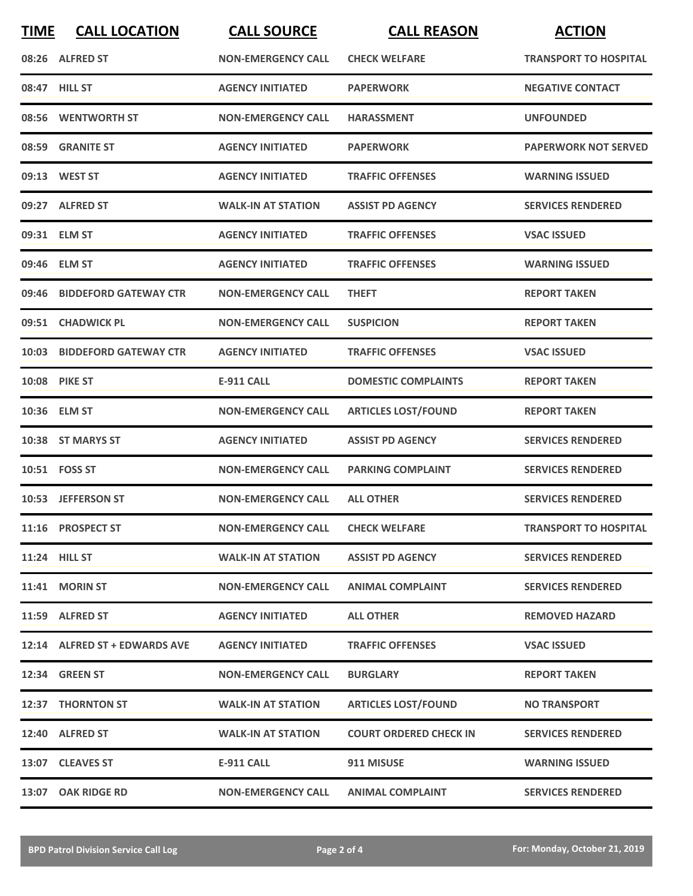| TIME | CALL LOCATION | CALL SOURCE | CALL REASON | ACTION |
|---|---|---|---|---|
| 08:26 | ALFRED ST | NON-EMERGENCY CALL | CHECK WELFARE | TRANSPORT TO HOSPITAL |
| 08:47 | HILL ST | AGENCY INITIATED | PAPERWORK | NEGATIVE CONTACT |
| 08:56 | WENTWORTH ST | NON-EMERGENCY CALL | HARASSMENT | UNFOUNDED |
| 08:59 | GRANITE ST | AGENCY INITIATED | PAPERWORK | PAPERWORK NOT SERVED |
| 09:13 | WEST ST | AGENCY INITIATED | TRAFFIC OFFENSES | WARNING ISSUED |
| 09:27 | ALFRED ST | WALK-IN AT STATION | ASSIST PD AGENCY | SERVICES RENDERED |
| 09:31 | ELM ST | AGENCY INITIATED | TRAFFIC OFFENSES | VSAC ISSUED |
| 09:46 | ELM ST | AGENCY INITIATED | TRAFFIC OFFENSES | WARNING ISSUED |
| 09:46 | BIDDEFORD GATEWAY CTR | NON-EMERGENCY CALL | THEFT | REPORT TAKEN |
| 09:51 | CHADWICK PL | NON-EMERGENCY CALL | SUSPICION | REPORT TAKEN |
| 10:03 | BIDDEFORD GATEWAY CTR | AGENCY INITIATED | TRAFFIC OFFENSES | VSAC ISSUED |
| 10:08 | PIKE ST | E-911 CALL | DOMESTIC COMPLAINTS | REPORT TAKEN |
| 10:36 | ELM ST | NON-EMERGENCY CALL | ARTICLES LOST/FOUND | REPORT TAKEN |
| 10:38 | ST MARYS ST | AGENCY INITIATED | ASSIST PD AGENCY | SERVICES RENDERED |
| 10:51 | FOSS ST | NON-EMERGENCY CALL | PARKING COMPLAINT | SERVICES RENDERED |
| 10:53 | JEFFERSON ST | NON-EMERGENCY CALL | ALL OTHER | SERVICES RENDERED |
| 11:16 | PROSPECT ST | NON-EMERGENCY CALL | CHECK WELFARE | TRANSPORT TO HOSPITAL |
| 11:24 | HILL ST | WALK-IN AT STATION | ASSIST PD AGENCY | SERVICES RENDERED |
| 11:41 | MORIN ST | NON-EMERGENCY CALL | ANIMAL COMPLAINT | SERVICES RENDERED |
| 11:59 | ALFRED ST | AGENCY INITIATED | ALL OTHER | REMOVED HAZARD |
| 12:14 | ALFRED ST + EDWARDS AVE | AGENCY INITIATED | TRAFFIC OFFENSES | VSAC ISSUED |
| 12:34 | GREEN ST | NON-EMERGENCY CALL | BURGLARY | REPORT TAKEN |
| 12:37 | THORNTON ST | WALK-IN AT STATION | ARTICLES LOST/FOUND | NO TRANSPORT |
| 12:40 | ALFRED ST | WALK-IN AT STATION | COURT ORDERED CHECK IN | SERVICES RENDERED |
| 13:07 | CLEAVES ST | E-911 CALL | 911 MISUSE | WARNING ISSUED |
| 13:07 | OAK RIDGE RD | NON-EMERGENCY CALL | ANIMAL COMPLAINT | SERVICES RENDERED |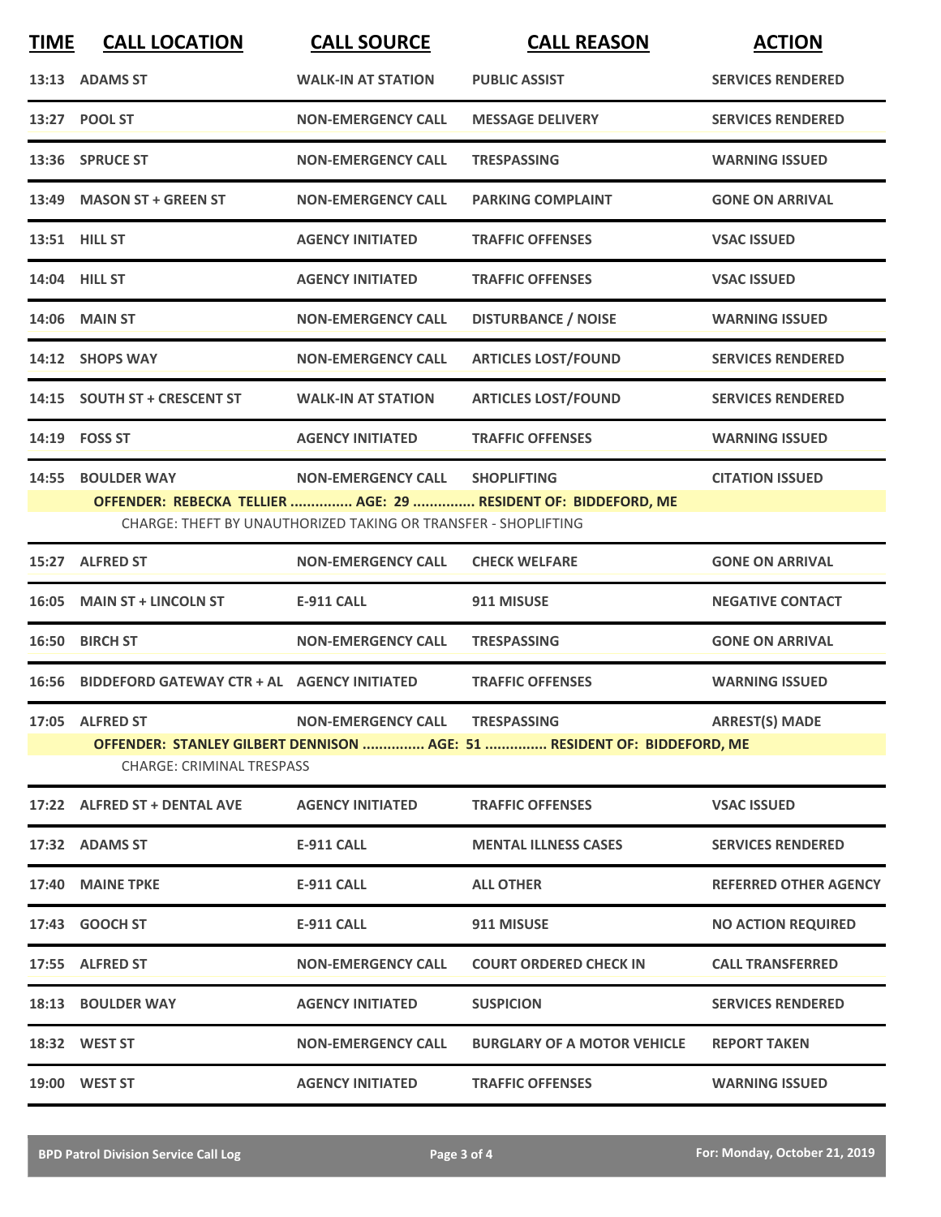| TIME | CALL LOCATION | CALL SOURCE | CALL REASON | ACTION |
|---|---|---|---|---|
| 13:13 | ADAMS ST | WALK-IN AT STATION | PUBLIC ASSIST | SERVICES RENDERED |
| 13:27 | POOL ST | NON-EMERGENCY CALL | MESSAGE DELIVERY | SERVICES RENDERED |
| 13:36 | SPRUCE ST | NON-EMERGENCY CALL | TRESPASSING | WARNING ISSUED |
| 13:49 | MASON ST + GREEN ST | NON-EMERGENCY CALL | PARKING COMPLAINT | GONE ON ARRIVAL |
| 13:51 | HILL ST | AGENCY INITIATED | TRAFFIC OFFENSES | VSAC ISSUED |
| 14:04 | HILL ST | AGENCY INITIATED | TRAFFIC OFFENSES | VSAC ISSUED |
| 14:06 | MAIN ST | NON-EMERGENCY CALL | DISTURBANCE / NOISE | WARNING ISSUED |
| 14:12 | SHOPS WAY | NON-EMERGENCY CALL | ARTICLES LOST/FOUND | SERVICES RENDERED |
| 14:15 | SOUTH ST + CRESCENT ST | WALK-IN AT STATION | ARTICLES LOST/FOUND | SERVICES RENDERED |
| 14:19 | FOSS ST | AGENCY INITIATED | TRAFFIC OFFENSES | WARNING ISSUED |
| 14:55 | BOULDER WAY | NON-EMERGENCY CALL | SHOPLIFTING | CITATION ISSUED |
| | OFFENDER: REBECKA TELLIER ............... AGE: 29 ............... RESIDENT OF: BIDDEFORD, ME | | | |
| | CHARGE: THEFT BY UNAUTHORIZED TAKING OR TRANSFER - SHOPLIFTING | | | |
| 15:27 | ALFRED ST | NON-EMERGENCY CALL | CHECK WELFARE | GONE ON ARRIVAL |
| 16:05 | MAIN ST + LINCOLN ST | E-911 CALL | 911 MISUSE | NEGATIVE CONTACT |
| 16:50 | BIRCH ST | NON-EMERGENCY CALL | TRESPASSING | GONE ON ARRIVAL |
| 16:56 | BIDDEFORD GATEWAY CTR + AL | AGENCY INITIATED | TRAFFIC OFFENSES | WARNING ISSUED |
| 17:05 | ALFRED ST | NON-EMERGENCY CALL | TRESPASSING | ARREST(S) MADE |
| | OFFENDER: STANLEY GILBERT DENNISON ............... AGE: 51 ............... RESIDENT OF: BIDDEFORD, ME | | | |
| | CHARGE: CRIMINAL TRESPASS | | | |
| 17:22 | ALFRED ST + DENTAL AVE | AGENCY INITIATED | TRAFFIC OFFENSES | VSAC ISSUED |
| 17:32 | ADAMS ST | E-911 CALL | MENTAL ILLNESS CASES | SERVICES RENDERED |
| 17:40 | MAINE TPKE | E-911 CALL | ALL OTHER | REFERRED OTHER AGENCY |
| 17:43 | GOOCH ST | E-911 CALL | 911 MISUSE | NO ACTION REQUIRED |
| 17:55 | ALFRED ST | NON-EMERGENCY CALL | COURT ORDERED CHECK IN | CALL TRANSFERRED |
| 18:13 | BOULDER WAY | AGENCY INITIATED | SUSPICION | SERVICES RENDERED |
| 18:32 | WEST ST | NON-EMERGENCY CALL | BURGLARY OF A MOTOR VEHICLE | REPORT TAKEN |
| 19:00 | WEST ST | AGENCY INITIATED | TRAFFIC OFFENSES | WARNING ISSUED |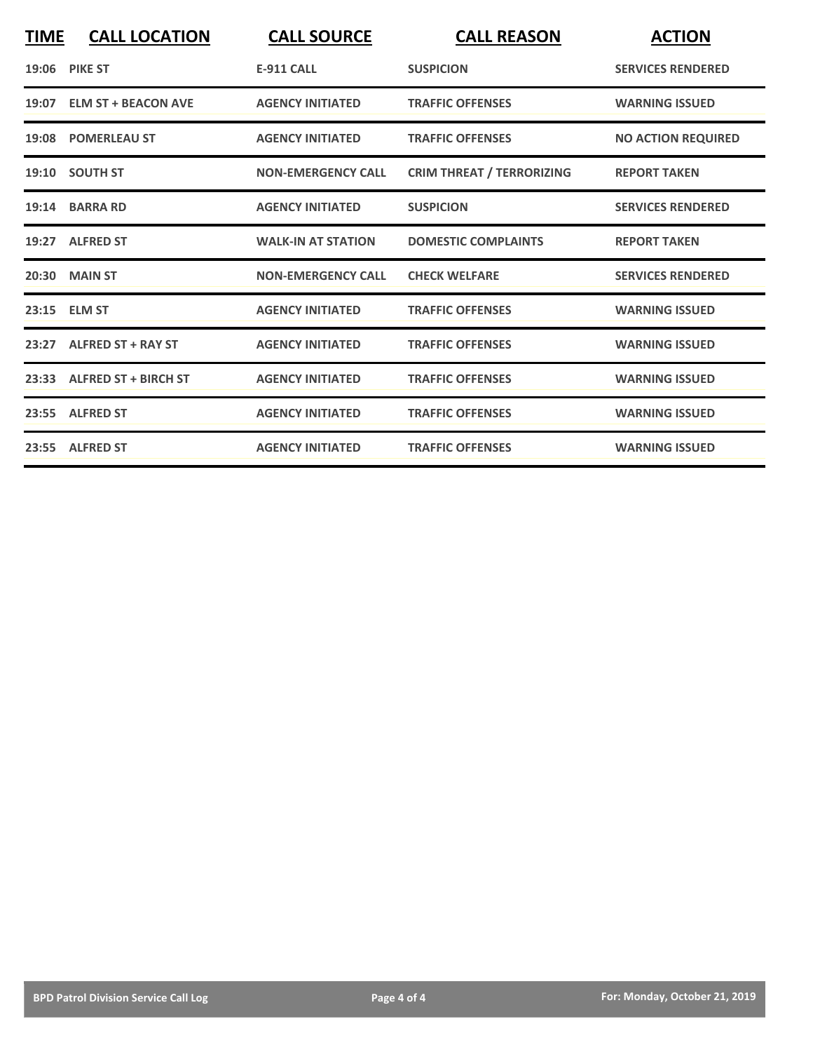| TIME | CALL LOCATION | CALL SOURCE | CALL REASON | ACTION |
|---|---|---|---|---|
| 19:06 | PIKE ST | E-911 CALL | SUSPICION | SERVICES RENDERED |
| 19:07 | ELM ST + BEACON AVE | AGENCY INITIATED | TRAFFIC OFFENSES | WARNING ISSUED |
| 19:08 | POMERLEAU ST | AGENCY INITIATED | TRAFFIC OFFENSES | NO ACTION REQUIRED |
| 19:10 | SOUTH ST | NON-EMERGENCY CALL | CRIM THREAT / TERRORIZING | REPORT TAKEN |
| 19:14 | BARRA RD | AGENCY INITIATED | SUSPICION | SERVICES RENDERED |
| 19:27 | ALFRED ST | WALK-IN AT STATION | DOMESTIC COMPLAINTS | REPORT TAKEN |
| 20:30 | MAIN ST | NON-EMERGENCY CALL | CHECK WELFARE | SERVICES RENDERED |
| 23:15 | ELM ST | AGENCY INITIATED | TRAFFIC OFFENSES | WARNING ISSUED |
| 23:27 | ALFRED ST + RAY ST | AGENCY INITIATED | TRAFFIC OFFENSES | WARNING ISSUED |
| 23:33 | ALFRED ST + BIRCH ST | AGENCY INITIATED | TRAFFIC OFFENSES | WARNING ISSUED |
| 23:55 | ALFRED ST | AGENCY INITIATED | TRAFFIC OFFENSES | WARNING ISSUED |
| 23:55 | ALFRED ST | AGENCY INITIATED | TRAFFIC OFFENSES | WARNING ISSUED |